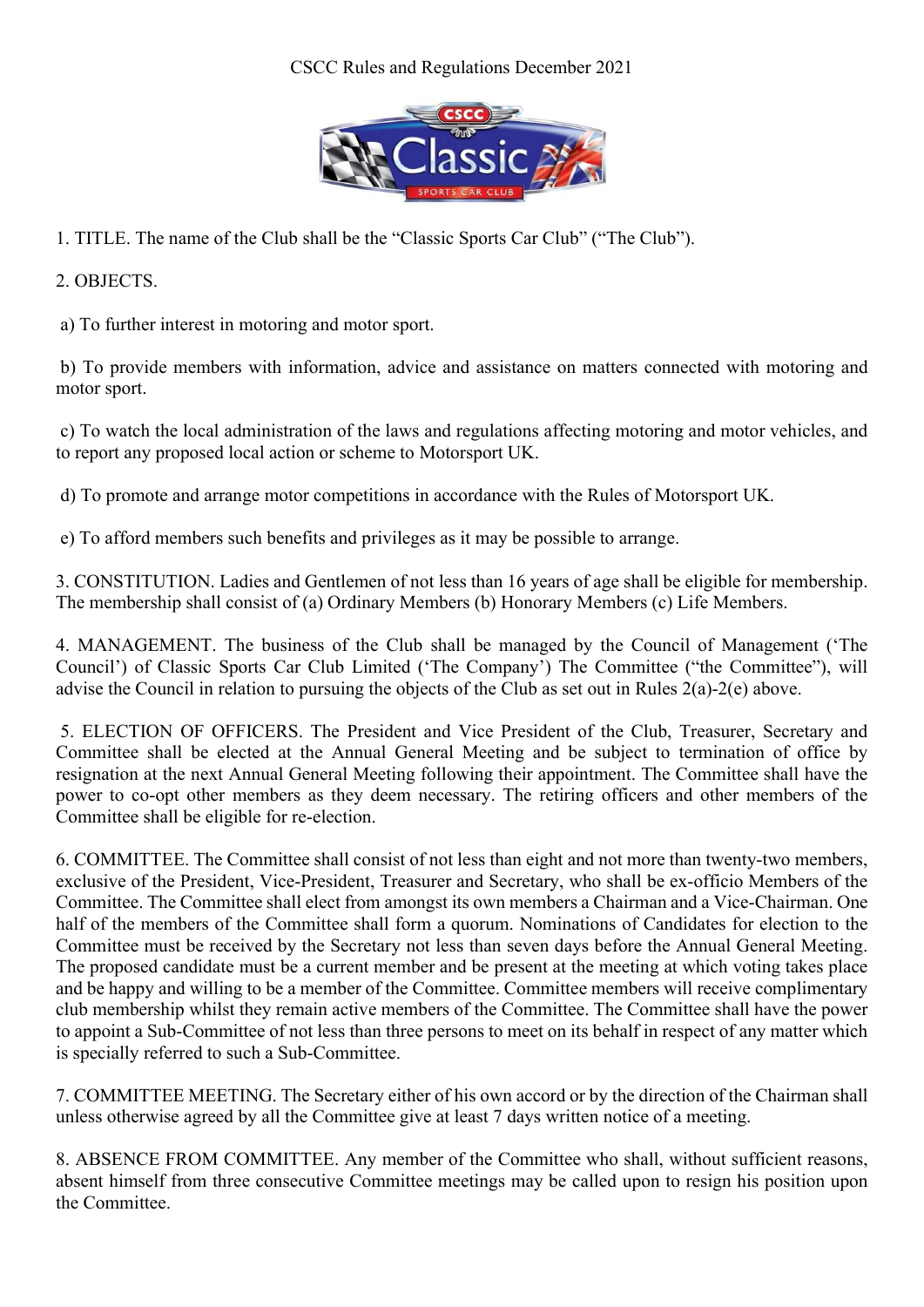# CSCC Rules and Regulations December 2021

1. TITLE. The name of the Club shall be the "Classic Sports Car Club" ("The Club").

2. OBJECTS.

a) To further interest in motoring and motor sport.

b) To provide members with information, advice and assistance on matters connected with motoring and motor sport.

c) To watch the local administration of the laws and regulations affecting motoring and motor vehicles, and to report any proposed local action or scheme to Motorsport UK.

d) To promote and arrange motor competitions in accordance with the Rules of Motorsport UK.

e) To afford members such benefits and privileges as it may be possible to arrange.

3. CONSTITUTION. Ladies and Gentlemen of not less than 16 years of age shall be eligible for membership. The membership shall consist of (a) Ordinary Members (b) Honorary Members (c) Life Members.

4. MANAGEMENT. The business of the Club shall be managed by the Council of Management ('The Council') of Classic Sports Car Club Limited ('The Company') The Committee ("the Committee"), will advise the Council in relation to pursuing the objects of the Club as set out in Rules 2(a)-2(e) above.

5. ELECTION OF OFFICERS. The President and Vice President of the Club, Treasurer, Secretary and Committee shall be elected at the Annual General Meeting and be subject to termination of office by resignation at the next Annual General Meeting following their appointment. The Committee shall have the power to co-opt other members as they deem necessary. The retiring officers and other members of the Committee shall be eligible for re-election.

6. COMMITTEE. The Committee shall consist of not less than eight and not more than twenty-two members, exclusive of the President, Vice-President, Treasurer and Secretary, who shall be ex-officio Members of the Committee. The Committee shall elect from amongst its own members a Chairman and a Vice-Chairman. One half of the members of the Committee shall form a quorum. Nominations of Candidates for election to the Committee must be received by the Secretary not less than seven days before the Annual General Meeting. The proposed candidate must be a current member and be present at the meeting at which voting takes place and be happy and willing to be a member of the Committee. Committee members will receive complimentary club membership whilst they remain active members of the Committee. The Committee shall have the power to appoint a Sub-Committee of not less than three persons to meet on its behalf in respect of any matter which is specially referred to such a Sub-Committee.

7. COMMITTEE MEETING. The Secretary either of his own accord or by the direction of the Chairman shall unless otherwise agreed by all the Committee give at least 7 days written notice of a meeting.

8. ABSENCE FROM COMMITTEE. Any member of the Committee who shall, without sufficient reasons, absent himself from three consecutive Committee meetings may be called upon to resign his position upon the Committee.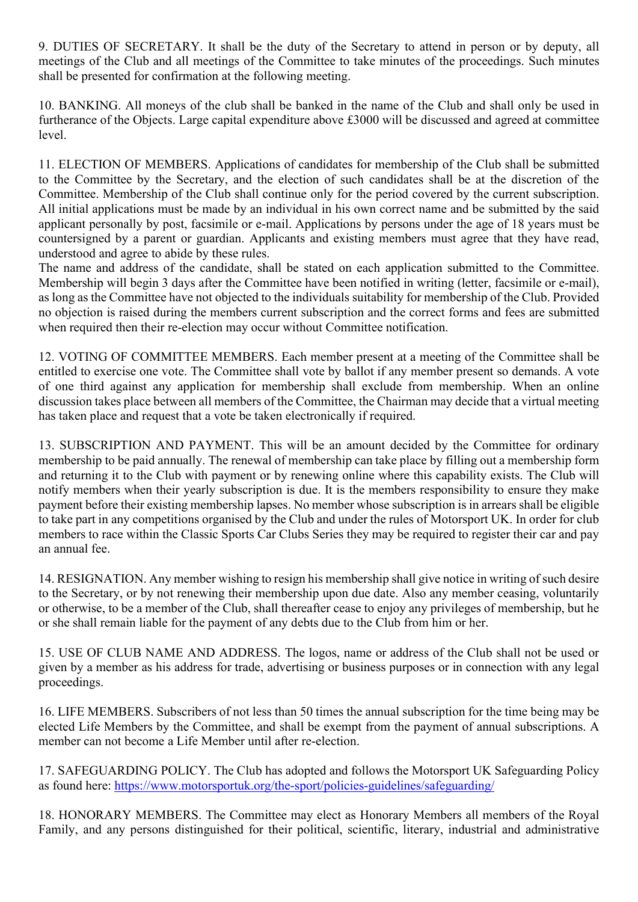9. DUTIES OF SECRETARY. It shall be the duty of the Secretary to attend in person or by deputy, all meetings of the Club and all meetings of the Committee to take minutes of the proceedings. Such minutes shall be presented for confirmation at the following meeting.

10. BANKING. All moneys of the club shall be banked in the name of the Club and shall only be used in furtherance of the Objects. Large capital expenditure above £3000 will be discussed and agreed at committee level.

11. ELECTION OF MEMBERS. Applications of candidates for membership of the Club shall be submitted to the Committee by the Secretary, and the election of such candidates shall be at the discretion of the Committee. Membership of the Club shall continue only for the period covered by the current subscription. All initial applications must be made by an individual in his own correct name and be submitted by the said applicant personally by post, facsimile or e-mail. Applications by persons under the age of 18 years must be countersigned by a parent or guardian. Applicants and existing members must agree that they have read, understood and agree to abide by these rules.
The name and address of the candidate, shall be stated on each application submitted to the Committee. Membership will begin 3 days after the Committee have been notified in writing (letter, facsimile or e-mail), as long as the Committee have not objected to the individuals suitability for membership of the Club. Provided no objection is raised during the members current subscription and the correct forms and fees are submitted when required then their re-election may occur without Committee notification.

12. VOTING OF COMMITTEE MEMBERS. Each member present at a meeting of the Committee shall be entitled to exercise one vote. The Committee shall vote by ballot if any member present so demands. A vote of one third against any application for membership shall exclude from membership. When an online discussion takes place between all members of the Committee, the Chairman may decide that a virtual meeting has taken place and request that a vote be taken electronically if required.

13. SUBSCRIPTION AND PAYMENT. This will be an amount decided by the Committee for ordinary membership to be paid annually. The renewal of membership can take place by filling out a membership form and returning it to the Club with payment or by renewing online where this capability exists. The Club will notify members when their yearly subscription is due. It is the members responsibility to ensure they make payment before their existing membership lapses. No member whose subscription is in arrears shall be eligible to take part in any competitions organised by the Club and under the rules of Motorsport UK. In order for club members to race within the Classic Sports Car Clubs Series they may be required to register their car and pay an annual fee.

14. RESIGNATION. Any member wishing to resign his membership shall give notice in writing of such desire to the Secretary, or by not renewing their membership upon due date. Also any member ceasing, voluntarily or otherwise, to be a member of the Club, shall thereafter cease to enjoy any privileges of membership, but he or she shall remain liable for the payment of any debts due to the Club from him or her.

15. USE OF CLUB NAME AND ADDRESS. The logos, name or address of the Club shall not be used or given by a member as his address for trade, advertising or business purposes or in connection with any legal proceedings.

16. LIFE MEMBERS. Subscribers of not less than 50 times the annual subscription for the time being may be elected Life Members by the Committee, and shall be exempt from the payment of annual subscriptions. A member can not become a Life Member until after re-election.

17. SAFEGUARDING POLICY. The Club has adopted and follows the Motorsport UK Safeguarding Policy as found here: [https://www.motorsportuk.org/the-sport/policies-guidelines/safeguarding/](https://www.motorsportuk.org/the-sport/policies-guidelines/safeguarding/)

18. HONORARY MEMBERS. The Committee may elect as Honorary Members all members of the Royal Family, and any persons distinguished for their political, scientific, literary, industrial and administrative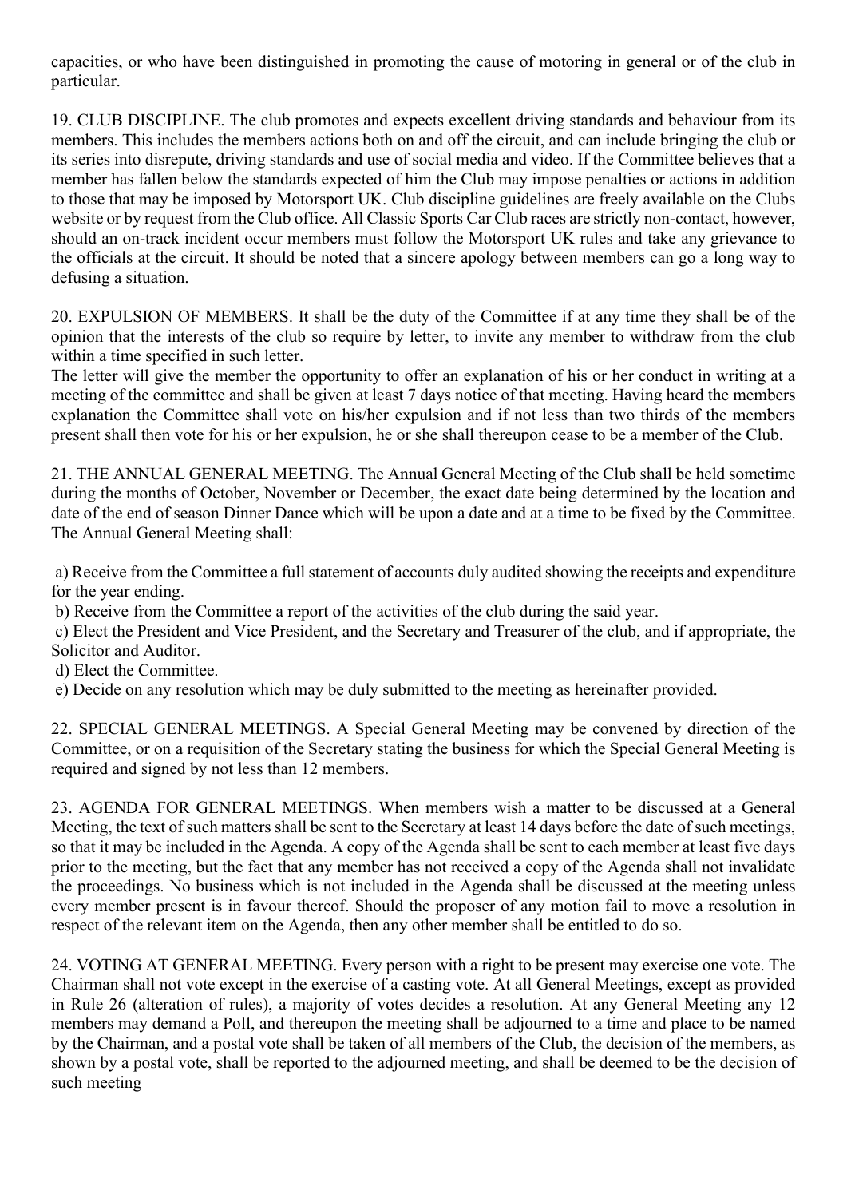capacities, or who have been distinguished in promoting the cause of motoring in general or of the club in particular.

19. CLUB DISCIPLINE. The club promotes and expects excellent driving standards and behaviour from its members. This includes the members actions both on and off the circuit, and can include bringing the club or its series into disrepute, driving standards and use of social media and video. If the Committee believes that a member has fallen below the standards expected of him the Club may impose penalties or actions in addition to those that may be imposed by Motorsport UK. Club discipline guidelines are freely available on the Clubs website or by request from the Club office. All Classic Sports Car Club races are strictly non-contact, however, should an on-track incident occur members must follow the Motorsport UK rules and take any grievance to the officials at the circuit. It should be noted that a sincere apology between members can go a long way to defusing a situation.

20. EXPULSION OF MEMBERS. It shall be the duty of the Committee if at any time they shall be of the opinion that the interests of the club so require by letter, to invite any member to withdraw from the club within a time specified in such letter.
The letter will give the member the opportunity to offer an explanation of his or her conduct in writing at a meeting of the committee and shall be given at least 7 days notice of that meeting. Having heard the members explanation the Committee shall vote on his/her expulsion and if not less than two thirds of the members present shall then vote for his or her expulsion, he or she shall thereupon cease to be a member of the Club.

21. THE ANNUAL GENERAL MEETING. The Annual General Meeting of the Club shall be held sometime during the months of October, November or December, the exact date being determined by the location and date of the end of season Dinner Dance which will be upon a date and at a time to be fixed by the Committee. The Annual General Meeting shall:

a) Receive from the Committee a full statement of accounts duly audited showing the receipts and expenditure for the year ending.
b) Receive from the Committee a report of the activities of the club during the said year.
c) Elect the President and Vice President, and the Secretary and Treasurer of the club, and if appropriate, the Solicitor and Auditor.
d) Elect the Committee.
e) Decide on any resolution which may be duly submitted to the meeting as hereinafter provided.

22. SPECIAL GENERAL MEETINGS. A Special General Meeting may be convened by direction of the Committee, or on a requisition of the Secretary stating the business for which the Special General Meeting is required and signed by not less than 12 members.

23. AGENDA FOR GENERAL MEETINGS. When members wish a matter to be discussed at a General Meeting, the text of such matters shall be sent to the Secretary at least 14 days before the date of such meetings, so that it may be included in the Agenda. A copy of the Agenda shall be sent to each member at least five days prior to the meeting, but the fact that any member has not received a copy of the Agenda shall not invalidate the proceedings. No business which is not included in the Agenda shall be discussed at the meeting unless every member present is in favour thereof. Should the proposer of any motion fail to move a resolution in respect of the relevant item on the Agenda, then any other member shall be entitled to do so.

24. VOTING AT GENERAL MEETING. Every person with a right to be present may exercise one vote. The Chairman shall not vote except in the exercise of a casting vote. At all General Meetings, except as provided in Rule 26 (alteration of rules), a majority of votes decides a resolution. At any General Meeting any 12 members may demand a Poll, and thereupon the meeting shall be adjourned to a time and place to be named by the Chairman, and a postal vote shall be taken of all members of the Club, the decision of the members, as shown by a postal vote, shall be reported to the adjourned meeting, and shall be deemed to be the decision of such meeting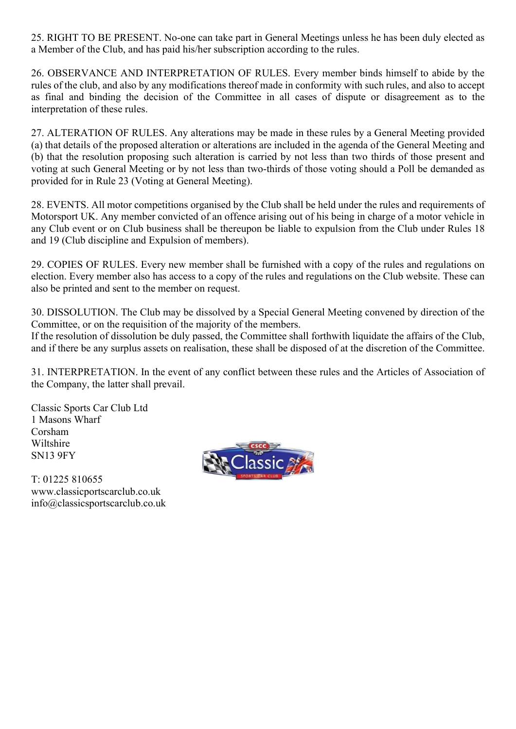25. RIGHT TO BE PRESENT. No-one can take part in General Meetings unless he has been duly elected as a Member of the Club, and has paid his/her subscription according to the rules.

26. OBSERVANCE AND INTERPRETATION OF RULES. Every member binds himself to abide by the rules of the club, and also by any modifications thereof made in conformity with such rules, and also to accept as final and binding the decision of the Committee in all cases of dispute or disagreement as to the interpretation of these rules.

27. ALTERATION OF RULES. Any alterations may be made in these rules by a General Meeting provided (a) that details of the proposed alteration or alterations are included in the agenda of the General Meeting and (b) that the resolution proposing such alteration is carried by not less than two thirds of those present and voting at such General Meeting or by not less than two-thirds of those voting should a Poll be demanded as provided for in Rule 23 (Voting at General Meeting).

28. EVENTS. All motor competitions organised by the Club shall be held under the rules and requirements of Motorsport UK. Any member convicted of an offence arising out of his being in charge of a motor vehicle in any Club event or on Club business shall be thereupon be liable to expulsion from the Club under Rules 18 and 19 (Club discipline and Expulsion of members).

29. COPIES OF RULES. Every new member shall be furnished with a copy of the rules and regulations on election. Every member also has access to a copy of the rules and regulations on the Club website. These can also be printed and sent to the member on request.

30. DISSOLUTION. The Club may be dissolved by a Special General Meeting convened by direction of the Committee, or on the requisition of the majority of the members.
If the resolution of dissolution be duly passed, the Committee shall forthwith liquidate the affairs of the Club, and if there be any surplus assets on realisation, these shall be disposed of at the discretion of the Committee.

31. INTERPRETATION. In the event of any conflict between these rules and the Articles of Association of the Company, the latter shall prevail.

Classic Sports Car Club Ltd
1 Masons Wharf
Corsham
Wiltshire
SN13 9FY

T: 01225 810655
www.classicportscarclub.co.uk
info@classicsportscarclub.co.uk